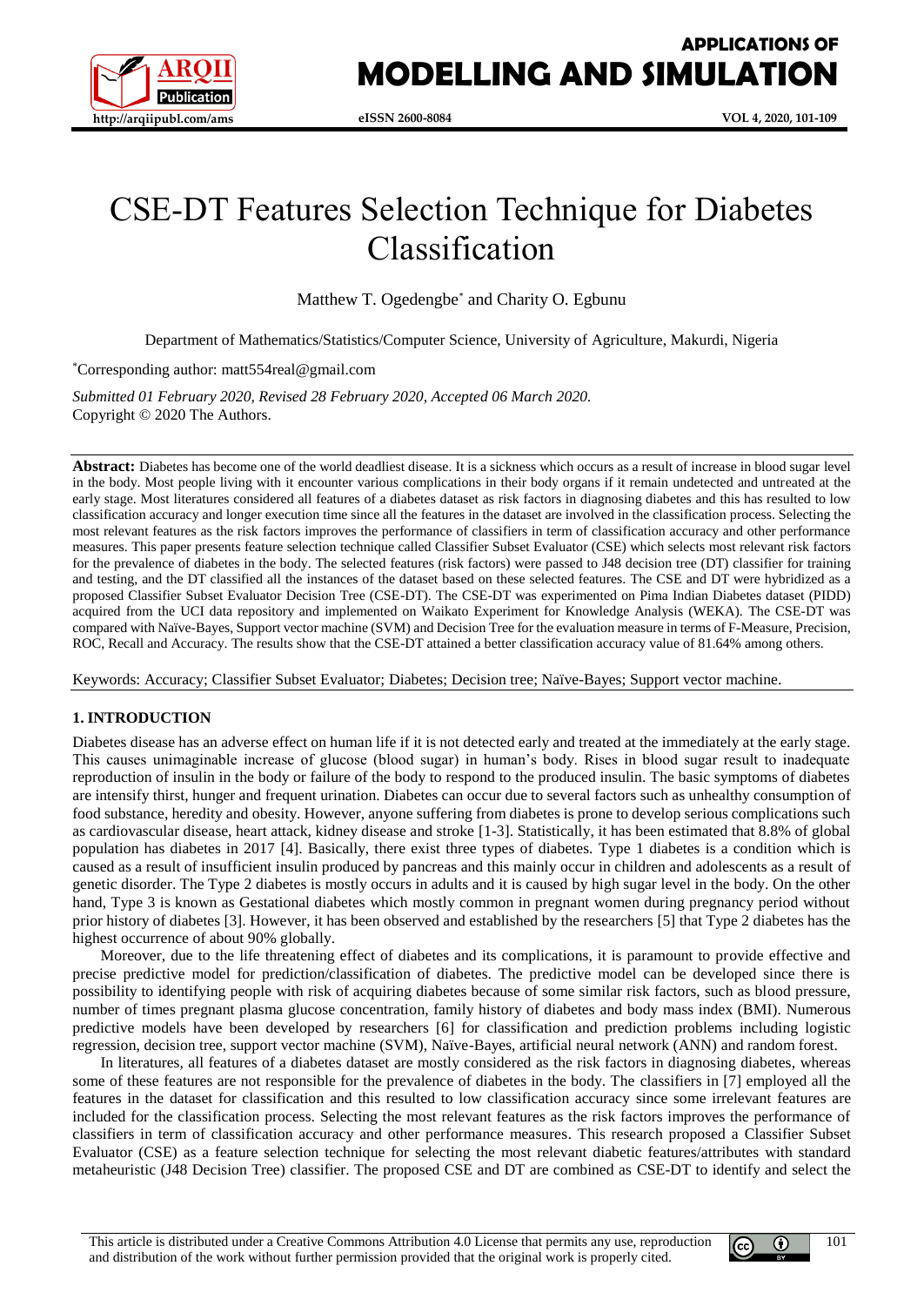# CSE-DT Features Selection Technique for Diabetes Classification

Matthew T. Ogedengbe* and Charity O. Egbunu

Department of Mathematics/Statistics/Computer Science, University of Agriculture, Makurdi, Nigeria

*Corresponding author: matt554real@gmail.com

*Submitted 01 February 2020, Revised 28 February 2020, Accepted 06 March 2020.*
Copyright © 2020 The Authors.

**Abstract:** Diabetes has become one of the world deadliest disease. It is a sickness which occurs as a result of increase in blood sugar level in the body. Most people living with it encounter various complications in their body organs if it remain undetected and untreated at the early stage. Most literatures considered all features of a diabetes dataset as risk factors in diagnosing diabetes and this has resulted to low classification accuracy and longer execution time since all the features in the dataset are involved in the classification process. Selecting the most relevant features as the risk factors improves the performance of classifiers in term of classification accuracy and other performance measures. This paper presents feature selection technique called Classifier Subset Evaluator (CSE) which selects most relevant risk factors for the prevalence of diabetes in the body. The selected features (risk factors) were passed to J48 decision tree (DT) classifier for training and testing, and the DT classified all the instances of the dataset based on these selected features. The CSE and DT were hybridized as a proposed Classifier Subset Evaluator Decision Tree (CSE-DT). The CSE-DT was experimented on Pima Indian Diabetes dataset (PIDD) acquired from the UCI data repository and implemented on Waikato Experiment for Knowledge Analysis (WEKA). The CSE-DT was compared with Naïve-Bayes, Support vector machine (SVM) and Decision Tree for the evaluation measure in terms of F-Measure, Precision, ROC, Recall and Accuracy. The results show that the CSE-DT attained a better classification accuracy value of 81.64% among others.

Keywords: Accuracy; Classifier Subset Evaluator; Diabetes; Decision tree; Naïve-Bayes; Support vector machine.

## 1. INTRODUCTION

Diabetes disease has an adverse effect on human life if it is not detected early and treated at the immediately at the early stage. This causes unimaginable increase of glucose (blood sugar) in human's body. Rises in blood sugar result to inadequate reproduction of insulin in the body or failure of the body to respond to the produced insulin. The basic symptoms of diabetes are intensify thirst, hunger and frequent urination. Diabetes can occur due to several factors such as unhealthy consumption of food substance, heredity and obesity. However, anyone suffering from diabetes is prone to develop serious complications such as cardiovascular disease, heart attack, kidney disease and stroke [1-3]. Statistically, it has been estimated that 8.8% of global population has diabetes in 2017 [4]. Basically, there exist three types of diabetes. Type 1 diabetes is a condition which is caused as a result of insufficient insulin produced by pancreas and this mainly occur in children and adolescents as a result of genetic disorder. The Type 2 diabetes is mostly occurs in adults and it is caused by high sugar level in the body. On the other hand, Type 3 is known as Gestational diabetes which mostly common in pregnant women during pregnancy period without prior history of diabetes [3]. However, it has been observed and established by the researchers [5] that Type 2 diabetes has the highest occurrence of about 90% globally.

Moreover, due to the life threatening effect of diabetes and its complications, it is paramount to provide effective and precise predictive model for prediction/classification of diabetes. The predictive model can be developed since there is possibility to identifying people with risk of acquiring diabetes because of some similar risk factors, such as blood pressure, number of times pregnant plasma glucose concentration, family history of diabetes and body mass index (BMI). Numerous predictive models have been developed by researchers [6] for classification and prediction problems including logistic regression, decision tree, support vector machine (SVM), Naïve-Bayes, artificial neural network (ANN) and random forest.

In literatures, all features of a diabetes dataset are mostly considered as the risk factors in diagnosing diabetes, whereas some of these features are not responsible for the prevalence of diabetes in the body. The classifiers in [7] employed all the features in the dataset for classification and this resulted to low classification accuracy since some irrelevant features are included for the classification process. Selecting the most relevant features as the risk factors improves the performance of classifiers in term of classification accuracy and other performance measures. This research proposed a Classifier Subset Evaluator (CSE) as a feature selection technique for selecting the most relevant diabetic features/attributes with standard metaheuristic (J48 Decision Tree) classifier. The proposed CSE and DT are combined as CSE-DT to identify and select the

This article is distributed under a Creative Commons Attribution 4.0 License that permits any use, reproduction and distribution of the work without further permission provided that the original work is properly cited.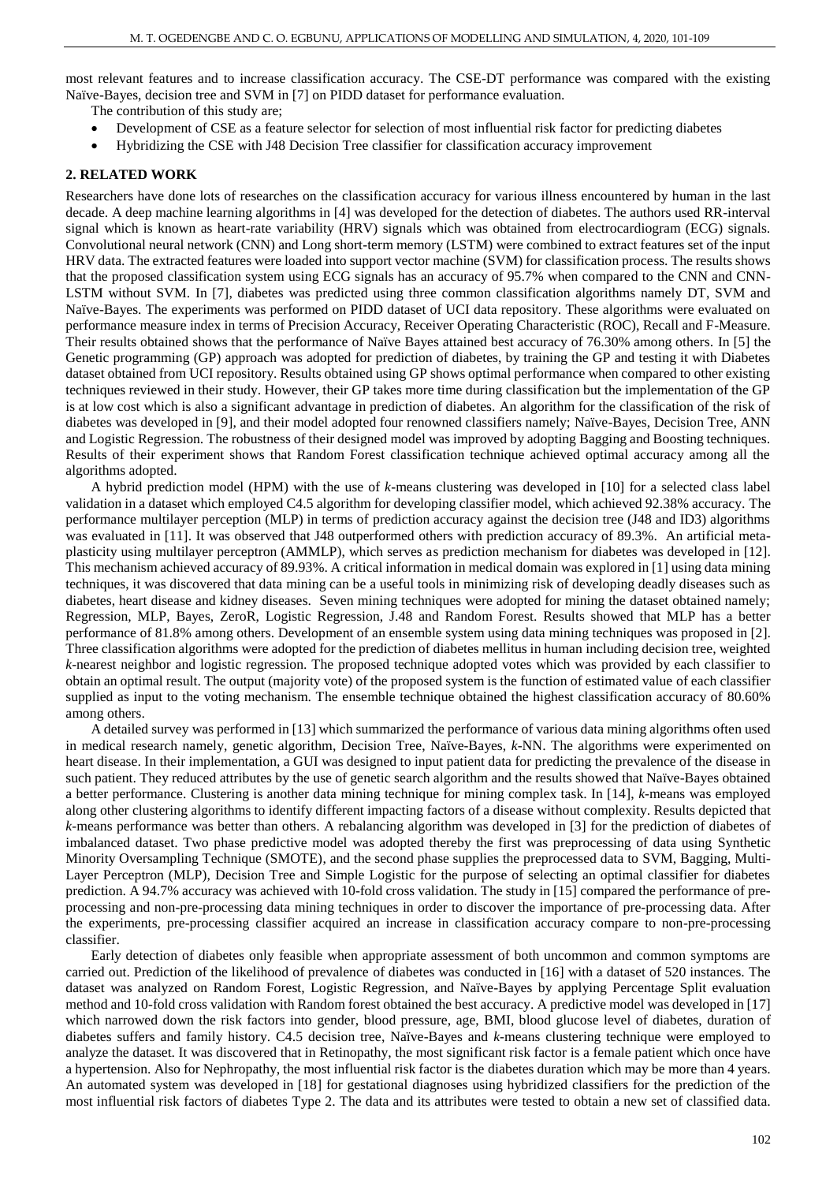most relevant features and to increase classification accuracy. The CSE-DT performance was compared with the existing Naïve-Bayes, decision tree and SVM in [7] on PIDD dataset for performance evaluation.

The contribution of this study are;

- Development of CSE as a feature selector for selection of most influential risk factor for predicting diabetes
- Hybridizing the CSE with J48 Decision Tree classifier for classification accuracy improvement

## 2. RELATED WORK

Researchers have done lots of researches on the classification accuracy for various illness encountered by human in the last decade. A deep machine learning algorithms in [4] was developed for the detection of diabetes. The authors used RR-interval signal which is known as heart-rate variability (HRV) signals which was obtained from electrocardiogram (ECG) signals. Convolutional neural network (CNN) and Long short-term memory (LSTM) were combined to extract features set of the input HRV data. The extracted features were loaded into support vector machine (SVM) for classification process. The results shows that the proposed classification system using ECG signals has an accuracy of 95.7% when compared to the CNN and CNN-LSTM without SVM. In [7], diabetes was predicted using three common classification algorithms namely DT, SVM and Naïve-Bayes. The experiments was performed on PIDD dataset of UCI data repository. These algorithms were evaluated on performance measure index in terms of Precision Accuracy, Receiver Operating Characteristic (ROC), Recall and F-Measure. Their results obtained shows that the performance of Naïve Bayes attained best accuracy of 76.30% among others. In [5] the Genetic programming (GP) approach was adopted for prediction of diabetes, by training the GP and testing it with Diabetes dataset obtained from UCI repository. Results obtained using GP shows optimal performance when compared to other existing techniques reviewed in their study. However, their GP takes more time during classification but the implementation of the GP is at low cost which is also a significant advantage in prediction of diabetes. An algorithm for the classification of the risk of diabetes was developed in [9], and their model adopted four renowned classifiers namely; Naïve-Bayes, Decision Tree, ANN and Logistic Regression. The robustness of their designed model was improved by adopting Bagging and Boosting techniques. Results of their experiment shows that Random Forest classification technique achieved optimal accuracy among all the algorithms adopted.

A hybrid prediction model (HPM) with the use of *k*-means clustering was developed in [10] for a selected class label validation in a dataset which employed C4.5 algorithm for developing classifier model, which achieved 92.38% accuracy. The performance multilayer perception (MLP) in terms of prediction accuracy against the decision tree (J48 and ID3) algorithms was evaluated in [11]. It was observed that J48 outperformed others with prediction accuracy of 89.3%. An artificial metaplasticity using multilayer perceptron (AMMLP), which serves as prediction mechanism for diabetes was developed in [12]. This mechanism achieved accuracy of 89.93%. A critical information in medical domain was explored in [1] using data mining techniques, it was discovered that data mining can be a useful tools in minimizing risk of developing deadly diseases such as diabetes, heart disease and kidney diseases. Seven mining techniques were adopted for mining the dataset obtained namely; Regression, MLP, Bayes, ZeroR, Logistic Regression, J.48 and Random Forest. Results showed that MLP has a better performance of 81.8% among others. Development of an ensemble system using data mining techniques was proposed in [2]. Three classification algorithms were adopted for the prediction of diabetes mellitus in human including decision tree, weighted *k*-nearest neighbor and logistic regression. The proposed technique adopted votes which was provided by each classifier to obtain an optimal result. The output (majority vote) of the proposed system is the function of estimated value of each classifier supplied as input to the voting mechanism. The ensemble technique obtained the highest classification accuracy of 80.60% among others.

A detailed survey was performed in [13] which summarized the performance of various data mining algorithms often used in medical research namely, genetic algorithm, Decision Tree, Naïve-Bayes, *k*-NN. The algorithms were experimented on heart disease. In their implementation, a GUI was designed to input patient data for predicting the prevalence of the disease in such patient. They reduced attributes by the use of genetic search algorithm and the results showed that Naïve-Bayes obtained a better performance. Clustering is another data mining technique for mining complex task. In [14], *k*-means was employed along other clustering algorithms to identify different impacting factors of a disease without complexity. Results depicted that *k*-means performance was better than others. A rebalancing algorithm was developed in [3] for the prediction of diabetes of imbalanced dataset. Two phase predictive model was adopted thereby the first was preprocessing of data using Synthetic Minority Oversampling Technique (SMOTE), and the second phase supplies the preprocessed data to SVM, Bagging, Multi-Layer Perceptron (MLP), Decision Tree and Simple Logistic for the purpose of selecting an optimal classifier for diabetes prediction. A 94.7% accuracy was achieved with 10-fold cross validation. The study in [15] compared the performance of pre-processing and non-pre-processing data mining techniques in order to discover the importance of pre-processing data. After the experiments, pre-processing classifier acquired an increase in classification accuracy compare to non-pre-processing classifier.

Early detection of diabetes only feasible when appropriate assessment of both uncommon and common symptoms are carried out. Prediction of the likelihood of prevalence of diabetes was conducted in [16] with a dataset of 520 instances. The dataset was analyzed on Random Forest, Logistic Regression, and Naïve-Bayes by applying Percentage Split evaluation method and 10-fold cross validation with Random forest obtained the best accuracy. A predictive model was developed in [17] which narrowed down the risk factors into gender, blood pressure, age, BMI, blood glucose level of diabetes, duration of diabetes suffers and family history. C4.5 decision tree, Naïve-Bayes and *k*-means clustering technique were employed to analyze the dataset. It was discovered that in Retinopathy, the most significant risk factor is a female patient which once have a hypertension. Also for Nephropathy, the most influential risk factor is the diabetes duration which may be more than 4 years. An automated system was developed in [18] for gestational diagnoses using hybridized classifiers for the prediction of the most influential risk factors of diabetes Type 2. The data and its attributes were tested to obtain a new set of classified data.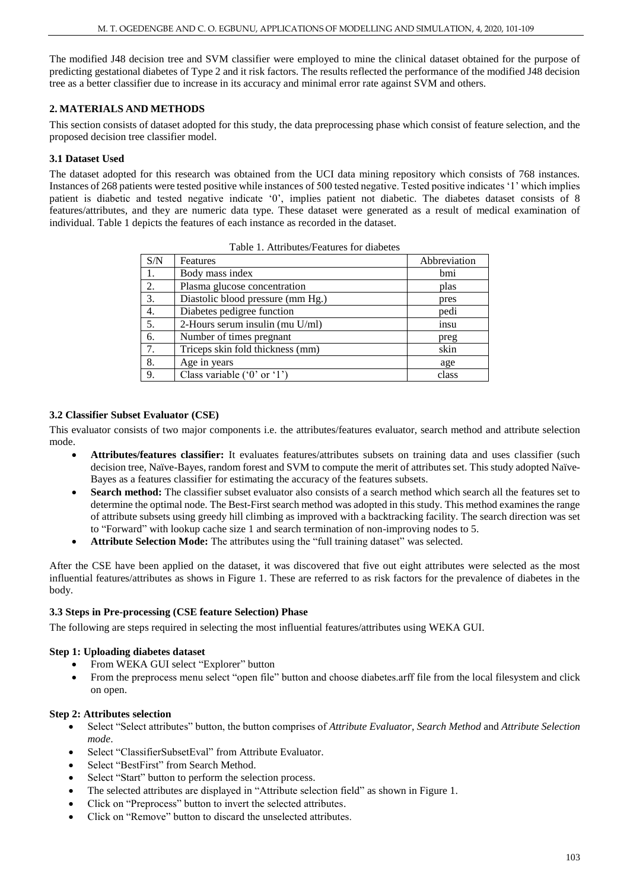The modified J48 decision tree and SVM classifier were employed to mine the clinical dataset obtained for the purpose of predicting gestational diabetes of Type 2 and it risk factors. The results reflected the performance of the modified J48 decision tree as a better classifier due to increase in its accuracy and minimal error rate against SVM and others.

## 2. MATERIALS AND METHODS

This section consists of dataset adopted for this study, the data preprocessing phase which consist of feature selection, and the proposed decision tree classifier model.

### 3.1 Dataset Used

The dataset adopted for this research was obtained from the UCI data mining repository which consists of 768 instances. Instances of 268 patients were tested positive while instances of 500 tested negative. Tested positive indicates '1' which implies patient is diabetic and tested negative indicate '0', implies patient not diabetic. The diabetes dataset consists of 8 features/attributes, and they are numeric data type. These dataset were generated as a result of medical examination of individual. Table 1 depicts the features of each instance as recorded in the dataset.

Table 1. Attributes/Features for diabetes

| S/N | Features | Abbreviation |
|---|---|---|
| 1. | Body mass index | bmi |
| 2. | Plasma glucose concentration | plas |
| 3. | Diastolic blood pressure (mm Hg.) | pres |
| 4. | Diabetes pedigree function | pedi |
| 5. | 2-Hours serum insulin (mu U/ml) | insu |
| 6. | Number of times pregnant | preg |
| 7. | Triceps skin fold thickness (mm) | skin |
| 8. | Age in years | age |
| 9. | Class variable ('0' or '1') | class |

### 3.2 Classifier Subset Evaluator (CSE)

This evaluator consists of two major components i.e. the attributes/features evaluator, search method and attribute selection mode.

- **Attributes/features classifier:** It evaluates features/attributes subsets on training data and uses classifier (such decision tree, Naïve-Bayes, random forest and SVM to compute the merit of attributes set. This study adopted Naïve-Bayes as a features classifier for estimating the accuracy of the features subsets.
- **Search method:** The classifier subset evaluator also consists of a search method which search all the features set to determine the optimal node. The Best-First search method was adopted in this study. This method examines the range of attribute subsets using greedy hill climbing as improved with a backtracking facility. The search direction was set to "Forward" with lookup cache size 1 and search termination of non-improving nodes to 5.
- **Attribute Selection Mode:** The attributes using the "full training dataset" was selected.

After the CSE have been applied on the dataset, it was discovered that five out eight attributes were selected as the most influential features/attributes as shows in Figure 1. These are referred to as risk factors for the prevalence of diabetes in the body.

### 3.3 Steps in Pre-processing (CSE feature Selection) Phase

The following are steps required in selecting the most influential features/attributes using WEKA GUI.

#### Step 1: Uploading diabetes dataset

- From WEKA GUI select "Explorer" button
- From the preprocess menu select "open file" button and choose diabetes.arff file from the local filesystem and click on open.

#### Step 2: Attributes selection

- Select "Select attributes" button, the button comprises of *Attribute Evaluator*, *Search Method* and *Attribute Selection mode*.
- Select "ClassifierSubsetEval" from Attribute Evaluator.
- Select "BestFirst" from Search Method.
- Select "Start" button to perform the selection process.
- The selected attributes are displayed in "Attribute selection field" as shown in Figure 1.
- Click on "Preprocess" button to invert the selected attributes.
- Click on "Remove" button to discard the unselected attributes.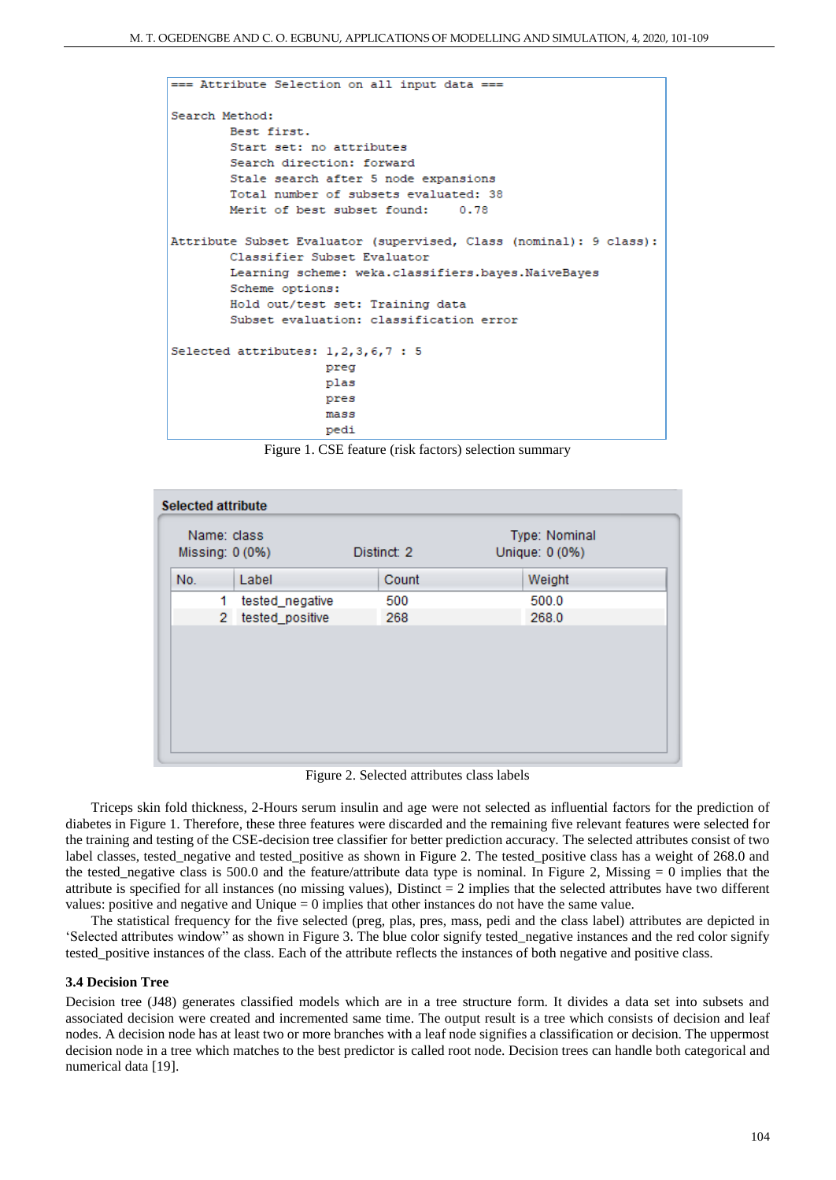```
=== Attribute Selection on all input data ===

Search Method:
        Best first.
        Start set: no attributes
        Search direction: forward
        Stale search after 5 node expansions
        Total number of subsets evaluated: 38
        Merit of best subset found:    0.78

Attribute Subset Evaluator (supervised, Class (nominal): 9 class):
        Classifier Subset Evaluator
        Learning scheme: weka.classifiers.bayes.NaiveBayes
        Scheme options:
        Hold out/test set: Training data
        Subset evaluation: classification error

Selected attributes: 1,2,3,6,7 : 5
                     preg
                     plas
                     pres
                     mass
                     pedi
```

Figure 1. CSE feature (risk factors) selection summary

**Selected attribute**

Name: class  
Missing: 0 (0%)  
Distinct: 2  
Type: Nominal  
Unique: 0 (0%)

| No. | Label | Count | Weight |
|---|---|---|---|
| 1 | tested_negative | 500 | 500.0 |
| 2 | tested_positive | 268 | 268.0 |

Figure 2. Selected attributes class labels

Triceps skin fold thickness, 2-Hours serum insulin and age were not selected as influential factors for the prediction of diabetes in Figure 1. Therefore, these three features were discarded and the remaining five relevant features were selected for the training and testing of the CSE-decision tree classifier for better prediction accuracy. The selected attributes consist of two label classes, tested_negative and tested_positive as shown in Figure 2. The tested_positive class has a weight of 268.0 and the tested_negative class is 500.0 and the feature/attribute data type is nominal. In Figure 2, Missing = 0 implies that the attribute is specified for all instances (no missing values), Distinct = 2 implies that the selected attributes have two different values: positive and negative and Unique = 0 implies that other instances do not have the same value.

The statistical frequency for the five selected (preg, plas, pres, mass, pedi and the class label) attributes are depicted in 'Selected attributes window" as shown in Figure 3. The blue color signify tested_negative instances and the red color signify tested_positive instances of the class. Each of the attribute reflects the instances of both negative and positive class.

### 3.4 Decision Tree

Decision tree (J48) generates classified models which are in a tree structure form. It divides a data set into subsets and associated decision were created and incremented same time. The output result is a tree which consists of decision and leaf nodes. A decision node has at least two or more branches with a leaf node signifies a classification or decision. The uppermost decision node in a tree which matches to the best predictor is called root node. Decision trees can handle both categorical and numerical data [19].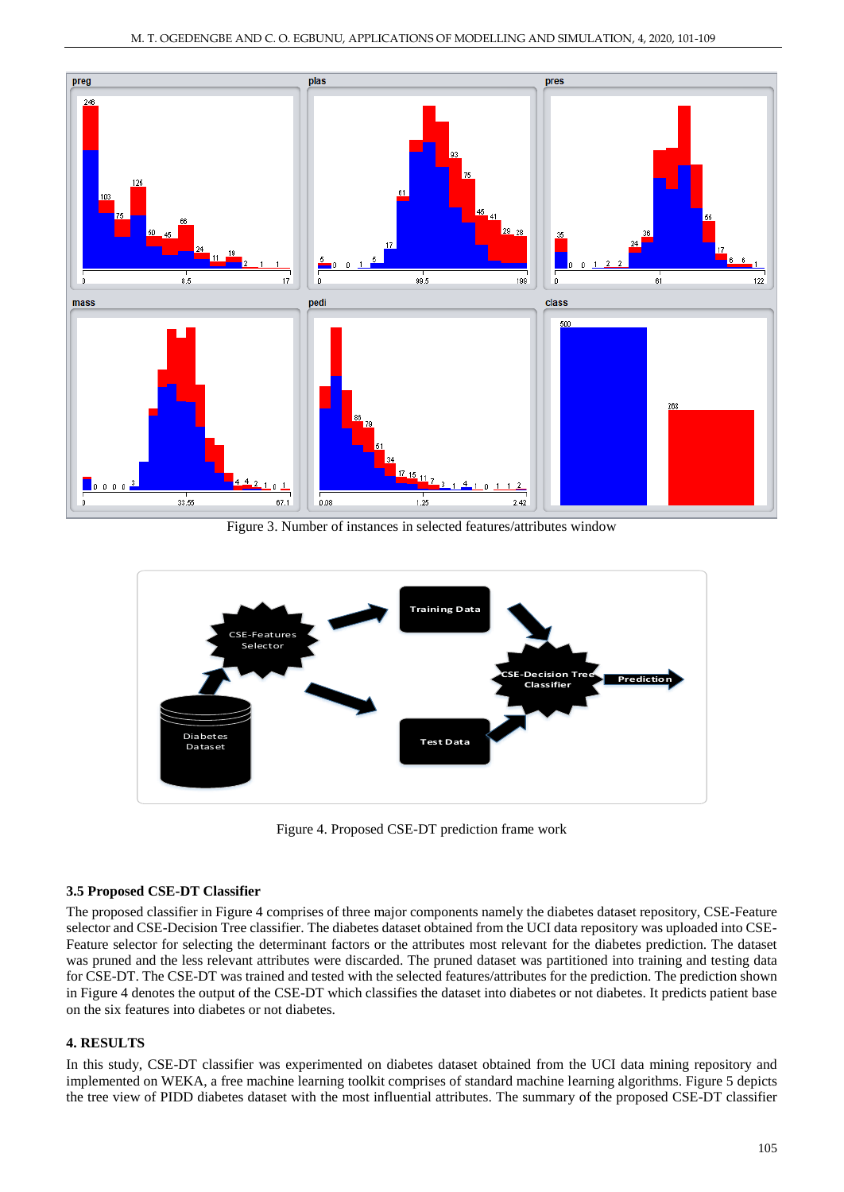Figure 3. Number of instances in selected features/attributes window

Figure 4. Proposed CSE-DT prediction frame work

### 3.5 Proposed CSE-DT Classifier

The proposed classifier in Figure 4 comprises of three major components namely the diabetes dataset repository, CSE-Feature selector and CSE-Decision Tree classifier. The diabetes dataset obtained from the UCI data repository was uploaded into CSE-Feature selector for selecting the determinant factors or the attributes most relevant for the diabetes prediction. The dataset was pruned and the less relevant attributes were discarded. The pruned dataset was partitioned into training and testing data for CSE-DT. The CSE-DT was trained and tested with the selected features/attributes for the prediction. The prediction shown in Figure 4 denotes the output of the CSE-DT which classifies the dataset into diabetes or not diabetes. It predicts patient base on the six features into diabetes or not diabetes.

## 4. RESULTS

In this study, CSE-DT classifier was experimented on diabetes dataset obtained from the UCI data mining repository and implemented on WEKA, a free machine learning toolkit comprises of standard machine learning algorithms. Figure 5 depicts the tree view of PIDD diabetes dataset with the most influential attributes. The summary of the proposed CSE-DT classifier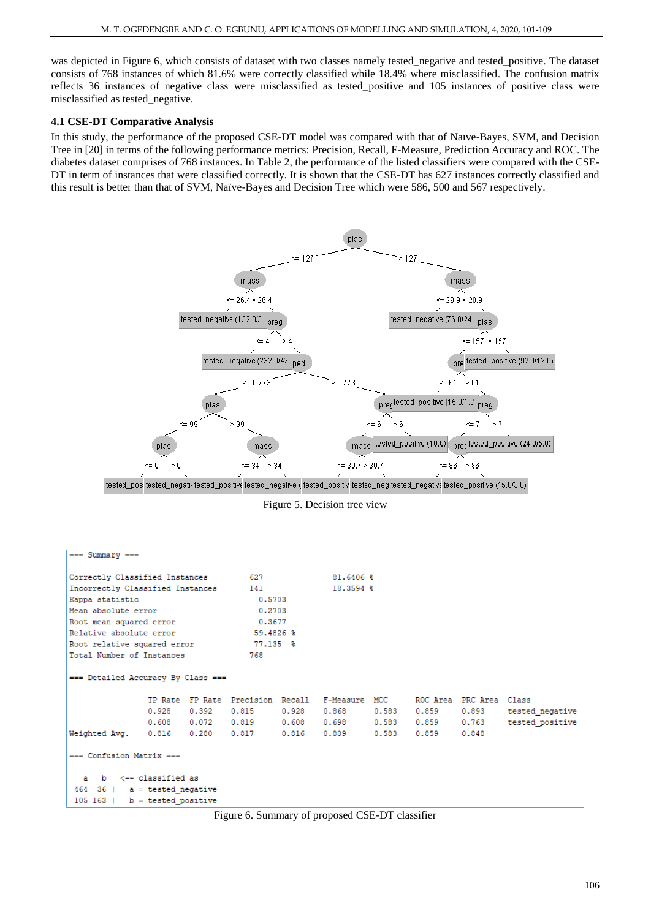was depicted in Figure 6, which consists of dataset with two classes namely tested_negative and tested_positive. The dataset consists of 768 instances of which 81.6% were correctly classified while 18.4% where misclassified. The confusion matrix reflects 36 instances of negative class were misclassified as tested_positive and 105 instances of positive class were misclassified as tested_negative.

### 4.1 CSE-DT Comparative Analysis

In this study, the performance of the proposed CSE-DT model was compared with that of Naïve-Bayes, SVM, and Decision Tree in [20] in terms of the following performance metrics: Precision, Recall, F-Measure, Prediction Accuracy and ROC. The diabetes dataset comprises of 768 instances. In Table 2, the performance of the listed classifiers were compared with the CSE-DT in term of instances that were classified correctly. It is shown that the CSE-DT has 627 instances correctly classified and this result is better than that of SVM, Naïve-Bayes and Decision Tree which were 586, 500 and 567 respectively.

Figure 5. Decision tree view

```
=== Summary ===

Correctly Classified Instances         627               81.6406 %
Incorrectly Classified Instances       141               18.3594 %
Kappa statistic                          0.5703
Mean absolute error                      0.2703
Root mean squared error                  0.3677
Relative absolute error                 59.4826 %
Root relative squared error             77.135  %
Total Number of Instances              768

=== Detailed Accuracy By Class ===

                 TP Rate  FP Rate  Precision  Recall   F-Measure  MCC      ROC Area  PRC Area  Class
                 0.928    0.392    0.815      0.928    0.868      0.583    0.859     0.893     tested_negative
                 0.608    0.072    0.819      0.608    0.698      0.583    0.859     0.763     tested_positive
Weighted Avg.    0.816    0.280    0.817      0.816    0.809      0.583    0.859     0.848

=== Confusion Matrix ===

   a   b   <-- classified as
 464  36 |   a = tested_negative
 105 163 |   b = tested_positive
```

Figure 6. Summary of proposed CSE-DT classifier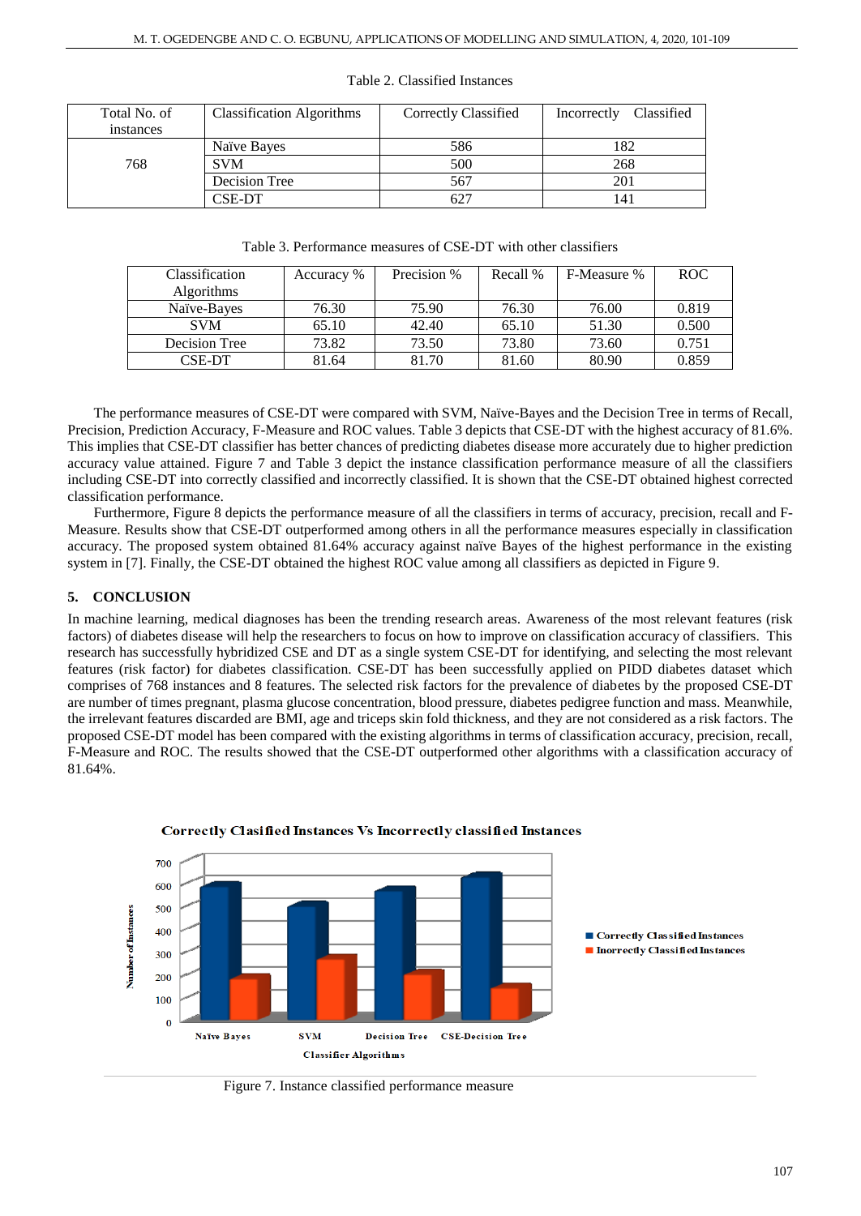Table 2. Classified Instances

| Total No. of instances | Classification Algorithms | Correctly Classified | Incorrectly Classified |
|---|---|---|---|
| 768 | Naïve Bayes | 586 | 182 |
| | SVM | 500 | 268 |
| | Decision Tree | 567 | 201 |
| | CSE-DT | 627 | 141 |

Table 3. Performance measures of CSE-DT with other classifiers

| Classification Algorithms | Accuracy % | Precision % | Recall % | F-Measure % | ROC |
|---|---|---|---|---|---|
| Naïve-Bayes | 76.30 | 75.90 | 76.30 | 76.00 | 0.819 |
| SVM | 65.10 | 42.40 | 65.10 | 51.30 | 0.500 |
| Decision Tree | 73.82 | 73.50 | 73.80 | 73.60 | 0.751 |
| CSE-DT | 81.64 | 81.70 | 81.60 | 80.90 | 0.859 |

The performance measures of CSE-DT were compared with SVM, Naïve-Bayes and the Decision Tree in terms of Recall, Precision, Prediction Accuracy, F-Measure and ROC values. Table 3 depicts that CSE-DT with the highest accuracy of 81.6%. This implies that CSE-DT classifier has better chances of predicting diabetes disease more accurately due to higher prediction accuracy value attained. Figure 7 and Table 3 depict the instance classification performance measure of all the classifiers including CSE-DT into correctly classified and incorrectly classified. It is shown that the CSE-DT obtained highest corrected classification performance.

Furthermore, Figure 8 depicts the performance measure of all the classifiers in terms of accuracy, precision, recall and F-Measure. Results show that CSE-DT outperformed among others in all the performance measures especially in classification accuracy. The proposed system obtained 81.64% accuracy against naïve Bayes of the highest performance in the existing system in [7]. Finally, the CSE-DT obtained the highest ROC value among all classifiers as depicted in Figure 9.

## 5. CONCLUSION

In machine learning, medical diagnoses has been the trending research areas. Awareness of the most relevant features (risk factors) of diabetes disease will help the researchers to focus on how to improve on classification accuracy of classifiers. This research has successfully hybridized CSE and DT as a single system CSE-DT for identifying, and selecting the most relevant features (risk factor) for diabetes classification. CSE-DT has been successfully applied on PIDD diabetes dataset which comprises of 768 instances and 8 features. The selected risk factors for the prevalence of diabetes by the proposed CSE-DT are number of times pregnant, plasma glucose concentration, blood pressure, diabetes pedigree function and mass. Meanwhile, the irrelevant features discarded are BMI, age and triceps skin fold thickness, and they are not considered as a risk factors. The proposed CSE-DT model has been compared with the existing algorithms in terms of classification accuracy, precision, recall, F-Measure and ROC. The results showed that the CSE-DT outperformed other algorithms with a classification accuracy of 81.64%.

Figure 7. Instance classified performance measure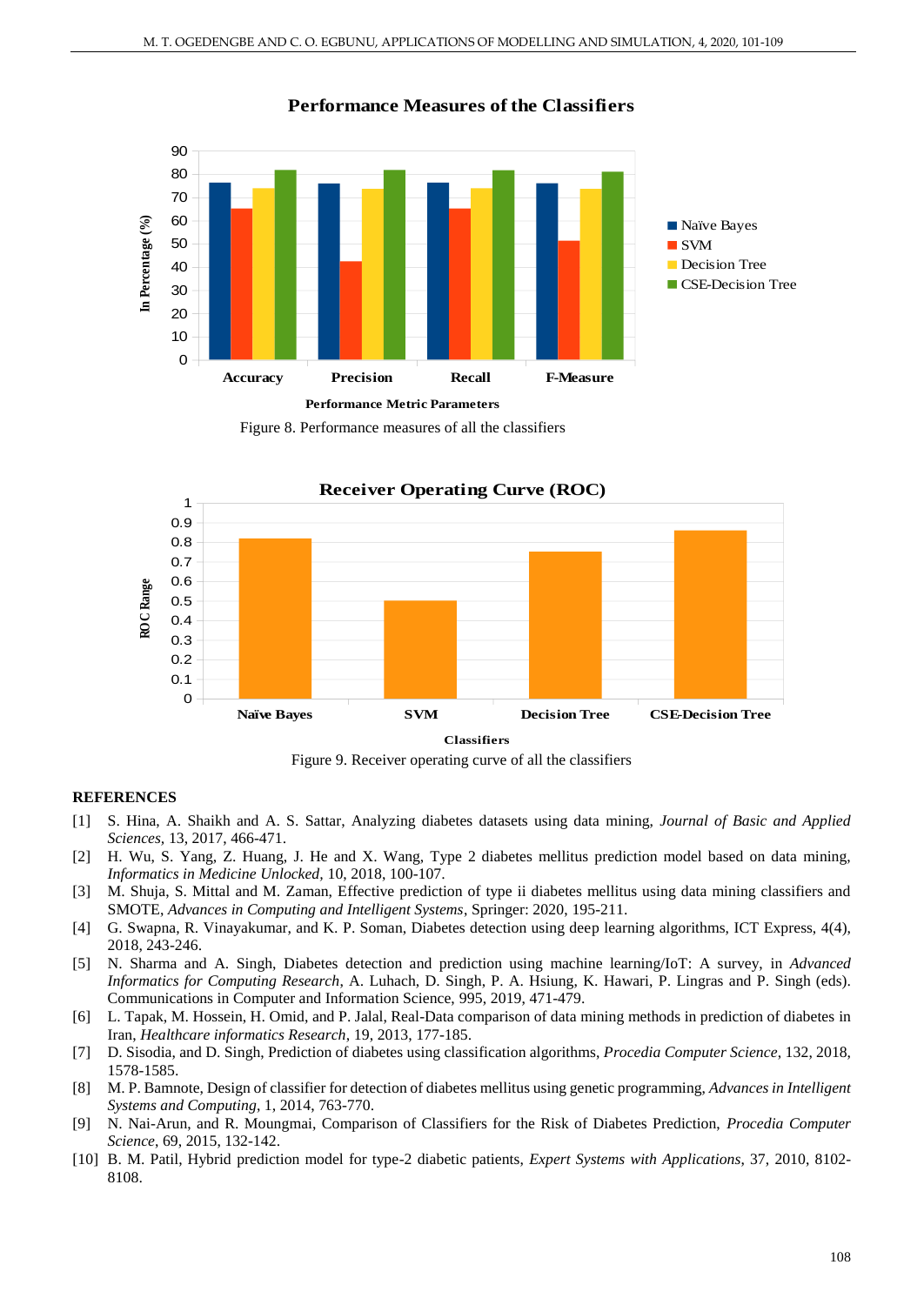Figure 8. Performance measures of all the classifiers

Figure 9. Receiver operating curve of all the classifiers

## REFERENCES

[1] S. Hina, A. Shaikh and A. S. Sattar, Analyzing diabetes datasets using data mining, *Journal of Basic and Applied Sciences*, 13, 2017, 466-471.

[2] H. Wu, S. Yang, Z. Huang, J. He and X. Wang, Type 2 diabetes mellitus prediction model based on data mining, *Informatics in Medicine Unlocked*, 10, 2018, 100-107.

[3] M. Shuja, S. Mittal and M. Zaman, Effective prediction of type ii diabetes mellitus using data mining classifiers and SMOTE, *Advances in Computing and Intelligent Systems*, Springer: 2020, 195-211.

[4] G. Swapna, R. Vinayakumar, and K. P. Soman, Diabetes detection using deep learning algorithms, ICT Express, 4(4), 2018, 243-246.

[5] N. Sharma and A. Singh, Diabetes detection and prediction using machine learning/IoT: A survey, in *Advanced Informatics for Computing Research*, A. Luhach, D. Singh, P. A. Hsiung, K. Hawari, P. Lingras and P. Singh (eds). Communications in Computer and Information Science, 995, 2019, 471-479.

[6] L. Tapak, M. Hossein, H. Omid, and P. Jalal, Real-Data comparison of data mining methods in prediction of diabetes in Iran, *Healthcare informatics Research*, 19, 2013, 177-185.

[7] D. Sisodia, and D. Singh, Prediction of diabetes using classification algorithms, *Procedia Computer Science*, 132, 2018, 1578-1585.

[8] M. P. Bamnote, Design of classifier for detection of diabetes mellitus using genetic programming, *Advances in Intelligent Systems and Computing*, 1, 2014, 763-770.

[9] N. Nai-Arun, and R. Moungmai, Comparison of Classifiers for the Risk of Diabetes Prediction, *Procedia Computer Science*, 69, 2015, 132-142.

[10] B. M. Patil, Hybrid prediction model for type-2 diabetic patients, *Expert Systems with Applications*, 37, 2010, 8102-8108.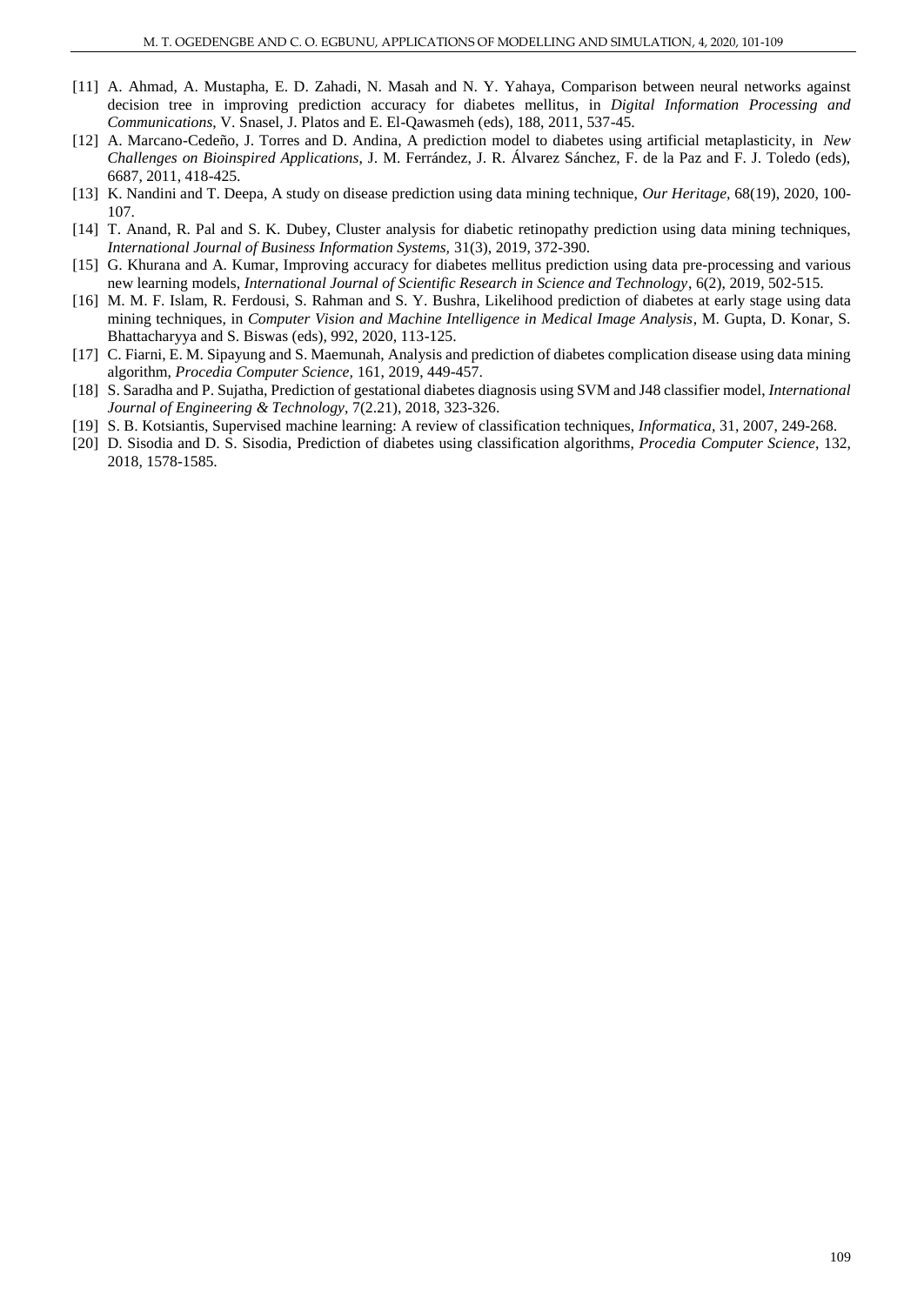[11] A. Ahmad, A. Mustapha, E. D. Zahadi, N. Masah and N. Y. Yahaya, Comparison between neural networks against decision tree in improving prediction accuracy for diabetes mellitus, in *Digital Information Processing and Communications*, V. Snasel, J. Platos and E. El-Qawasmeh (eds), 188, 2011, 537-45.

[12] A. Marcano-Cedeño, J. Torres and D. Andina, A prediction model to diabetes using artificial metaplasticity, in *New Challenges on Bioinspired Applications*, J. M. Ferrández, J. R. Álvarez Sánchez, F. de la Paz and F. J. Toledo (eds), 6687, 2011, 418-425.

[13] K. Nandini and T. Deepa, A study on disease prediction using data mining technique, *Our Heritage*, 68(19), 2020, 100-107.

[14] T. Anand, R. Pal and S. K. Dubey, Cluster analysis for diabetic retinopathy prediction using data mining techniques, *International Journal of Business Information Systems*, 31(3), 2019, 372-390.

[15] G. Khurana and A. Kumar, Improving accuracy for diabetes mellitus prediction using data pre-processing and various new learning models, *International Journal of Scientific Research in Science and Technology*, 6(2), 2019, 502-515.

[16] M. M. F. Islam, R. Ferdousi, S. Rahman and S. Y. Bushra, Likelihood prediction of diabetes at early stage using data mining techniques, in *Computer Vision and Machine Intelligence in Medical Image Analysis*, M. Gupta, D. Konar, S. Bhattacharyya and S. Biswas (eds), 992, 2020, 113-125.

[17] C. Fiarni, E. M. Sipayung and S. Maemunah, Analysis and prediction of diabetes complication disease using data mining algorithm, *Procedia Computer Science*, 161, 2019, 449-457.

[18] S. Saradha and P. Sujatha, Prediction of gestational diabetes diagnosis using SVM and J48 classifier model, *International Journal of Engineering & Technology*, 7(2.21), 2018, 323-326.

[19] S. B. Kotsiantis, Supervised machine learning: A review of classification techniques, *Informatica*, 31, 2007, 249-268.

[20] D. Sisodia and D. S. Sisodia, Prediction of diabetes using classification algorithms, *Procedia Computer Science*, 132, 2018, 1578-1585.